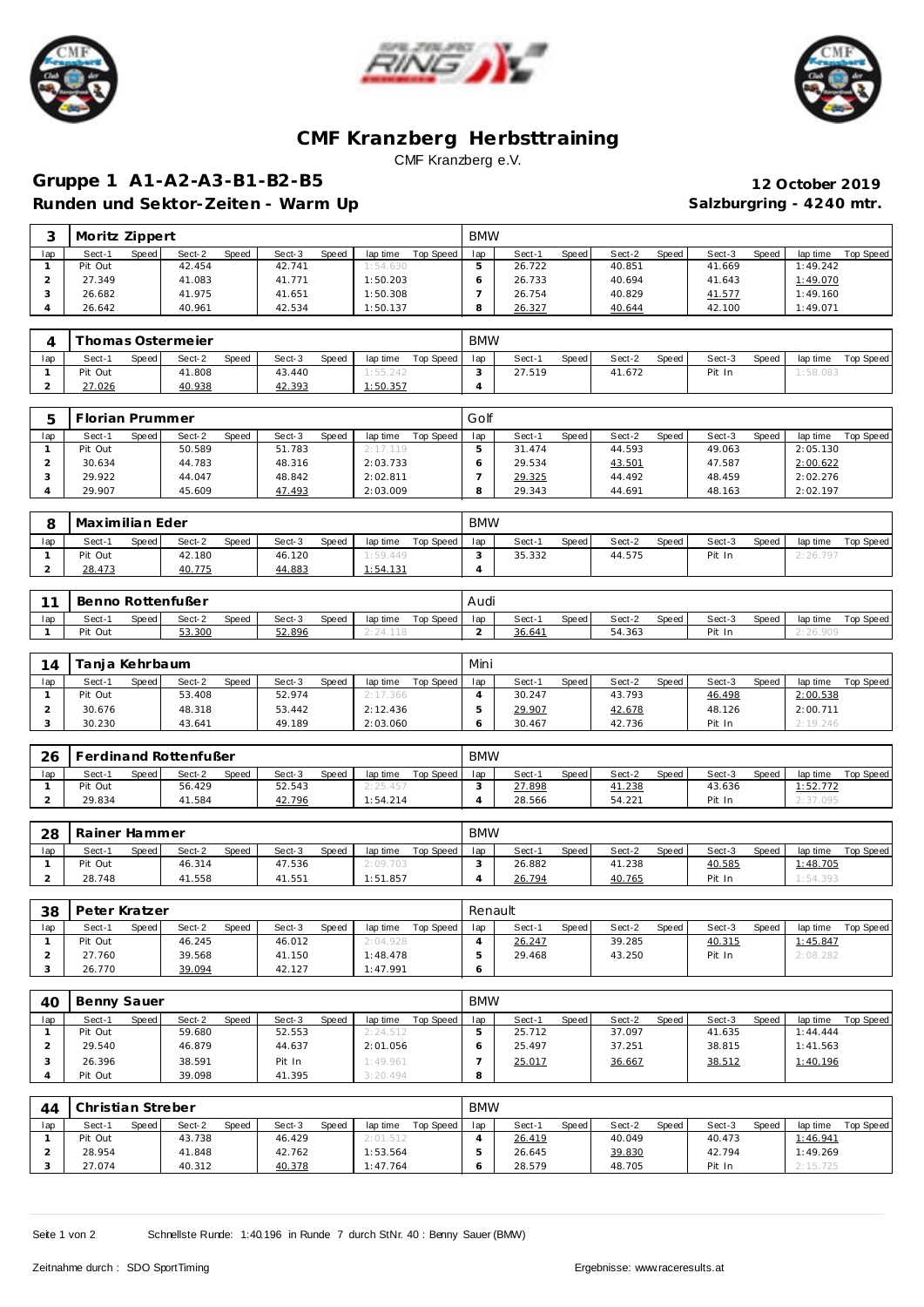# CMF Kranzberg Herbsttraining

CMF Kranzberg e.V.

## Gruppe 1 A1-A2-A3-B1-B2-B5

**12 October 2019**

### Runden und Sektor-Zeiten - Warm Up

**Salzburgring - 4240 mtr.**

| 3 | Moritz Zippert | | | | | | | | BMW | | | | | | | | |
|---|---|---|---|---|---|---|---|---|---|---|---|---|---|---|---|---|---|
| lap | Sect-1 | Speed | Sect-2 | Speed | Sect-3 | Speed | lap time | Top Speed | lap | Sect-1 | Speed | Sect-2 | Speed | Sect-3 | Speed | lap time | Top Speed |
| 1 | Pit Out | | 42.454 | | 42.741 | | 1:54.630 | | 5 | 26.722 | | 40.851 | | 41.669 | | 1:49.242 | |
| 2 | 27.349 | | 41.083 | | 41.771 | | 1:50.203 | | 6 | 26.733 | | 40.694 | | 41.643 | | 1:49.070 | |
| 3 | 26.682 | | 41.975 | | 41.651 | | 1:50.308 | | 7 | 26.754 | | 40.829 | | 41.577 | | 1:49.160 | |
| 4 | 26.642 | | 40.961 | | 42.534 | | 1:50.137 | | 8 | 26.327 | | 40.644 | | 42.100 | | 1:49.071 | |

| 4 | Thomas Ostermeier | | | | | | | | BMW | | | | | | | | |
|---|---|---|---|---|---|---|---|---|---|---|---|---|---|---|---|---|---|
| lap | Sect-1 | Speed | Sect-2 | Speed | Sect-3 | Speed | lap time | Top Speed | lap | Sect-1 | Speed | Sect-2 | Speed | Sect-3 | Speed | lap time | Top Speed |
| 1 | Pit Out | | 41.808 | | 43.440 | | 1:55.242 | | 3 | 27.519 | | 41.672 | | Pit In | | 1:58.083 | |
| 2 | 27.026 | | 40.938 | | 42.393 | | 1:50.357 | | 4 | | | | | | | | |

| 5 | Florian Prummer | | | | | | | | Golf | | | | | | | | |
|---|---|---|---|---|---|---|---|---|---|---|---|---|---|---|---|---|---|
| lap | Sect-1 | Speed | Sect-2 | Speed | Sect-3 | Speed | lap time | Top Speed | lap | Sect-1 | Speed | Sect-2 | Speed | Sect-3 | Speed | lap time | Top Speed |
| 1 | Pit Out | | 50.589 | | 51.783 | | 2:17.119 | | 5 | 31.474 | | 44.593 | | 49.063 | | 2:05.130 | |
| 2 | 30.634 | | 44.783 | | 48.316 | | 2:03.733 | | 6 | 29.534 | | 43.501 | | 47.587 | | 2:00.622 | |
| 3 | 29.922 | | 44.047 | | 48.842 | | 2:02.811 | | 7 | 29.325 | | 44.492 | | 48.459 | | 2:02.276 | |
| 4 | 29.907 | | 45.609 | | 47.493 | | 2:03.009 | | 8 | 29.343 | | 44.691 | | 48.163 | | 2:02.197 | |

| 8 | Maximilian Eder | | | | | | | | BMW | | | | | | | | |
|---|---|---|---|---|---|---|---|---|---|---|---|---|---|---|---|---|---|
| lap | Sect-1 | Speed | Sect-2 | Speed | Sect-3 | Speed | lap time | Top Speed | lap | Sect-1 | Speed | Sect-2 | Speed | Sect-3 | Speed | lap time | Top Speed |
| 1 | Pit Out | | 42.180 | | 46.120 | | 1:59.449 | | 3 | 35.332 | | 44.575 | | Pit In | | 2:26.797 | |
| 2 | 28.473 | | 40.775 | | 44.883 | | 1:54.131 | | 4 | | | | | | | | |

| 11 | Benno Rottenfußer | | | | | | | | Audi | | | | | | | | |
|---|---|---|---|---|---|---|---|---|---|---|---|---|---|---|---|---|---|
| lap | Sect-1 | Speed | Sect-2 | Speed | Sect-3 | Speed | lap time | Top Speed | lap | Sect-1 | Speed | Sect-2 | Speed | Sect-3 | Speed | lap time | Top Speed |
| 1 | Pit Out | | 53.300 | | 52.896 | | 2:24.118 | | 2 | 36.641 | | 54.363 | | Pit In | | 2:26.909 | |

| 14 | Tanja Kehrbaum | | | | | | | | Mini | | | | | | | | |
|---|---|---|---|---|---|---|---|---|---|---|---|---|---|---|---|---|---|
| lap | Sect-1 | Speed | Sect-2 | Speed | Sect-3 | Speed | lap time | Top Speed | lap | Sect-1 | Speed | Sect-2 | Speed | Sect-3 | Speed | lap time | Top Speed |
| 1 | Pit Out | | 53.408 | | 52.974 | | 2:17.366 | | 4 | 30.247 | | 43.793 | | 46.498 | | 2:00.538 | |
| 2 | 30.676 | | 48.318 | | 53.442 | | 2:12.436 | | 5 | 29.907 | | 42.678 | | 48.126 | | 2:00.711 | |
| 3 | 30.230 | | 43.641 | | 49.189 | | 2:03.060 | | 6 | 30.467 | | 42.736 | | Pit In | | 2:19.246 | |

| 26 | Ferdinand Rottenfußer | | | | | | | | BMW | | | | | | | | |
|---|---|---|---|---|---|---|---|---|---|---|---|---|---|---|---|---|---|
| lap | Sect-1 | Speed | Sect-2 | Speed | Sect-3 | Speed | lap time | Top Speed | lap | Sect-1 | Speed | Sect-2 | Speed | Sect-3 | Speed | lap time | Top Speed |
| 1 | Pit Out | | 56.429 | | 52.543 | | 2:25.457 | | 3 | 27.898 | | 41.238 | | 43.636 | | 1:52.772 | |
| 2 | 29.834 | | 41.584 | | 42.796 | | 1:54.214 | | 4 | 28.566 | | 54.221 | | Pit In | | 2:37.095 | |

| 28 | Rainer Hammer | | | | | | | | BMW | | | | | | | | |
|---|---|---|---|---|---|---|---|---|---|---|---|---|---|---|---|---|---|
| lap | Sect-1 | Speed | Sect-2 | Speed | Sect-3 | Speed | lap time | Top Speed | lap | Sect-1 | Speed | Sect-2 | Speed | Sect-3 | Speed | lap time | Top Speed |
| 1 | Pit Out | | 46.314 | | 47.536 | | 2:09.703 | | 3 | 26.882 | | 41.238 | | 40.585 | | 1:48.705 | |
| 2 | 28.748 | | 41.558 | | 41.551 | | 1:51.857 | | 4 | 26.794 | | 40.765 | | Pit In | | 1:54.393 | |

| 38 | Peter Kratzer | | | | | | | | Renault | | | | | | | | |
|---|---|---|---|---|---|---|---|---|---|---|---|---|---|---|---|---|---|
| lap | Sect-1 | Speed | Sect-2 | Speed | Sect-3 | Speed | lap time | Top Speed | lap | Sect-1 | Speed | Sect-2 | Speed | Sect-3 | Speed | lap time | Top Speed |
| 1 | Pit Out | | 46.245 | | 46.012 | | 2:04.928 | | 4 | 26.247 | | 39.285 | | 40.315 | | 1:45.847 | |
| 2 | 27.760 | | 39.568 | | 41.150 | | 1:48.478 | | 5 | 29.468 | | 43.250 | | Pit In | | 2:08.282 | |
| 3 | 26.770 | | 39.094 | | 42.127 | | 1:47.991 | | 6 | | | | | | | | |

| 40 | Benny Sauer | | | | | | | | BMW | | | | | | | | |
|---|---|---|---|---|---|---|---|---|---|---|---|---|---|---|---|---|---|
| lap | Sect-1 | Speed | Sect-2 | Speed | Sect-3 | Speed | lap time | Top Speed | lap | Sect-1 | Speed | Sect-2 | Speed | Sect-3 | Speed | lap time | Top Speed |
| 1 | Pit Out | | 59.680 | | 52.553 | | 2:24.512 | | 5 | 25.712 | | 37.097 | | 41.635 | | 1:44.444 | |
| 2 | 29.540 | | 46.879 | | 44.637 | | 2:01.056 | | 6 | 25.497 | | 37.251 | | 38.815 | | 1:41.563 | |
| 3 | 26.396 | | 38.591 | | Pit In | | 1:49.961 | | 7 | 25.017 | | 36.667 | | 38.512 | | 1:40.196 | |
| 4 | Pit Out | | 39.098 | | 41.395 | | 3:20.494 | | 8 | | | | | | | | |

| 44 | Christian Streber | | | | | | | | BMW | | | | | | | | |
|---|---|---|---|---|---|---|---|---|---|---|---|---|---|---|---|---|---|
| lap | Sect-1 | Speed | Sect-2 | Speed | Sect-3 | Speed | lap time | Top Speed | lap | Sect-1 | Speed | Sect-2 | Speed | Sect-3 | Speed | lap time | Top Speed |
| 1 | Pit Out | | 43.738 | | 46.429 | | 2:01.512 | | 4 | 26.419 | | 40.049 | | 40.473 | | 1:46.941 | |
| 2 | 28.954 | | 41.848 | | 42.762 | | 1:53.564 | | 5 | 26.645 | | 39.830 | | 42.794 | | 1:49.269 | |
| 3 | 27.074 | | 40.312 | | 40.378 | | 1:47.764 | | 6 | 28.579 | | 48.705 | | Pit In | | 2:15.725 | |

Schnellste Runde: 1:40.196 in Runde 7 durch StNr. 40 : Benny Sauer (BMW)

Zeitnahme durch : SDO SportTiming

Ergebnisse: www.raceresults.at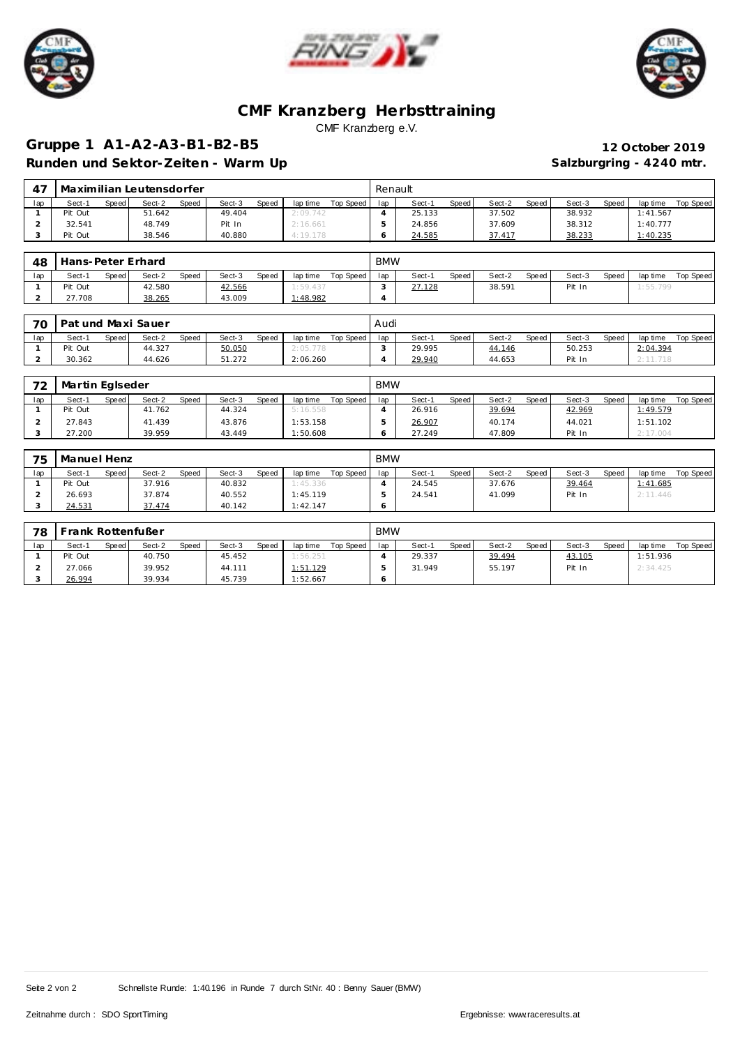# CMF Kranzberg Herbsttraining

CMF Kranzberg e.V.

## Gruppe 1 A1-A2-A3-B1-B2-B5

**12 October 2019**

**Runden und Sektor-Zeiten - Warm Up**

**Salzburgring - 4240 mtr.**

### 47 Maximilian Leutensdorfer — Renault

| lap | Sect-1 | Speed | Sect-2 | Speed | Sect-3 | Speed | lap time | Top Speed | lap | Sect-1 | Speed | Sect-2 | Speed | Sect-3 | Speed | lap time | Top Speed |
|---|---|---|---|---|---|---|---|---|---|---|---|---|---|---|---|---|---|
| 1 | Pit Out | | 51.642 | | 49.404 | | 2:09.742 | | 4 | 25.133 | | 37.502 | | 38.932 | | 1:41.567 | |
| 2 | 32.541 | | 48.749 | | Pit In | | 2:16.661 | | 5 | 24.856 | | 37.609 | | 38.312 | | 1:40.777 | |
| 3 | Pit Out | | 38.546 | | 40.880 | | 4:19.178 | | 6 | 24.585 | | 37.417 | | 38.233 | | 1:40.235 | |

### 48 Hans-Peter Erhard — BMW

| lap | Sect-1 | Speed | Sect-2 | Speed | Sect-3 | Speed | lap time | Top Speed | lap | Sect-1 | Speed | Sect-2 | Speed | Sect-3 | Speed | lap time | Top Speed |
|---|---|---|---|---|---|---|---|---|---|---|---|---|---|---|---|---|---|
| 1 | Pit Out | | 42.580 | | 42.566 | | 1:59.437 | | 3 | 27.128 | | 38.591 | | Pit In | | 1:55.799 | |
| 2 | 27.708 | | 38.265 | | 43.009 | | 1:48.982 | | 4 | | | | | | | | |

### 70 Pat und Maxi Sauer — Audi

| lap | Sect-1 | Speed | Sect-2 | Speed | Sect-3 | Speed | lap time | Top Speed | lap | Sect-1 | Speed | Sect-2 | Speed | Sect-3 | Speed | lap time | Top Speed |
|---|---|---|---|---|---|---|---|---|---|---|---|---|---|---|---|---|---|
| 1 | Pit Out | | 44.327 | | 50.050 | | 2:05.778 | | 3 | 29.995 | | 44.146 | | 50.253 | | 2:04.394 | |
| 2 | 30.362 | | 44.626 | | 51.272 | | 2:06.260 | | 4 | 29.940 | | 44.653 | | Pit In | | 2:11.718 | |

### 72 Martin Eglseder — BMW

| lap | Sect-1 | Speed | Sect-2 | Speed | Sect-3 | Speed | lap time | Top Speed | lap | Sect-1 | Speed | Sect-2 | Speed | Sect-3 | Speed | lap time | Top Speed |
|---|---|---|---|---|---|---|---|---|---|---|---|---|---|---|---|---|---|
| 1 | Pit Out | | 41.762 | | 44.324 | | 5:16.558 | | 4 | 26.916 | | 39.694 | | 42.969 | | 1:49.579 | |
| 2 | 27.843 | | 41.439 | | 43.876 | | 1:53.158 | | 5 | 26.907 | | 40.174 | | 44.021 | | 1:51.102 | |
| 3 | 27.200 | | 39.959 | | 43.449 | | 1:50.608 | | 6 | 27.249 | | 47.809 | | Pit In | | 2:17.004 | |

### 75 Manuel Henz — BMW

| lap | Sect-1 | Speed | Sect-2 | Speed | Sect-3 | Speed | lap time | Top Speed | lap | Sect-1 | Speed | Sect-2 | Speed | Sect-3 | Speed | lap time | Top Speed |
|---|---|---|---|---|---|---|---|---|---|---|---|---|---|---|---|---|---|
| 1 | Pit Out | | 37.916 | | 40.832 | | 1:45.336 | | 4 | 24.545 | | 37.676 | | 39.464 | | 1:41.685 | |
| 2 | 26.693 | | 37.874 | | 40.552 | | 1:45.119 | | 5 | 24.541 | | 41.099 | | Pit In | | 2:11.446 | |
| 3 | 24.531 | | 37.474 | | 40.142 | | 1:42.147 | | 6 | | | | | | | | |

### 78 Frank Rottenfußer — BMW

| lap | Sect-1 | Speed | Sect-2 | Speed | Sect-3 | Speed | lap time | Top Speed | lap | Sect-1 | Speed | Sect-2 | Speed | Sect-3 | Speed | lap time | Top Speed |
|---|---|---|---|---|---|---|---|---|---|---|---|---|---|---|---|---|---|
| 1 | Pit Out | | 40.750 | | 45.452 | | 1:56.251 | | 4 | 29.337 | | 39.494 | | 43.105 | | 1:51.936 | |
| 2 | 27.066 | | 39.952 | | 44.111 | | 1:51.129 | | 5 | 31.949 | | 55.197 | | Pit In | | 2:34.425 | |
| 3 | 26.994 | | 39.934 | | 45.739 | | 1:52.667 | | 6 | | | | | | | | |

Schnellste Runde: 1:40.196 in Runde 7 durch StNr. 40 : Benny Sauer (BMW)

Zeitnahme durch : SDO SportTiming

Ergebnisse: www.raceresults.at